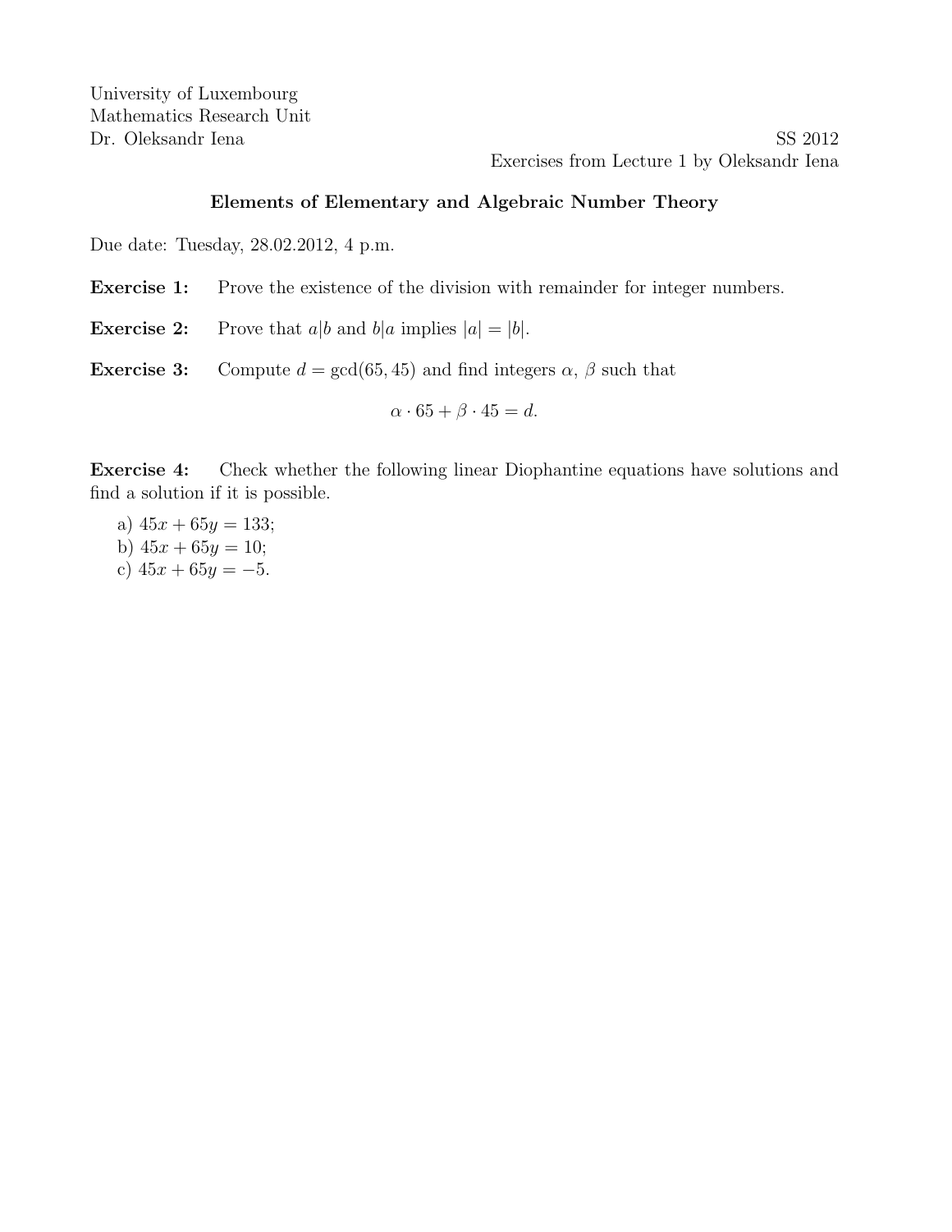University of Luxembourg
Mathematics Research Unit
Dr. Oleksandr Iena

SS 2012
Exercises from Lecture 1 by Oleksandr Iena

## Elements of Elementary and Algebraic Number Theory

Due date: Tuesday, 28.02.2012, 4 p.m.

**Exercise 1:** Prove the existence of the division with remainder for integer numbers.

**Exercise 2:** Prove that $a|b$ and $b|a$ implies $|a| = |b|$.

**Exercise 3:** Compute $d = \gcd(65, 45)$ and find integers $\alpha$, $\beta$ such that

$$\alpha \cdot 65 + \beta \cdot 45 = d.$$

**Exercise 4:** Check whether the following linear Diophantine equations have solutions and find a solution if it is possible.

a) $45x + 65y = 133$;
b) $45x + 65y = 10$;
c) $45x + 65y = -5$.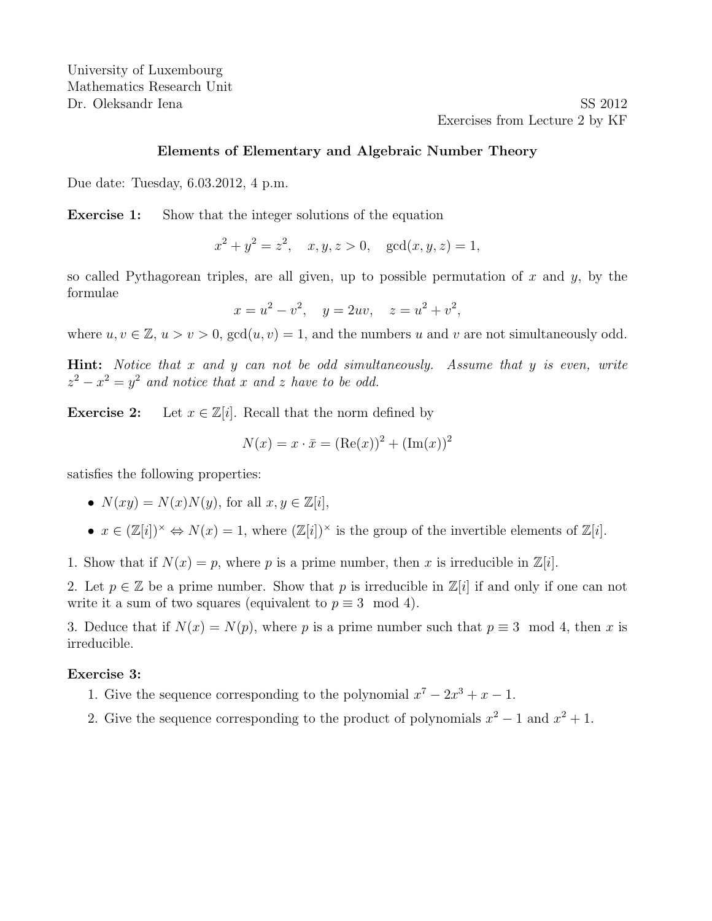University of Luxembourg
Mathematics Research Unit
Dr. Oleksandr Iena

SS 2012
Exercises from Lecture 2 by KF

**Elements of Elementary and Algebraic Number Theory**

Due date: Tuesday, 6.03.2012, 4 p.m.

**Exercise 1:** Show that the integer solutions of the equation

$$x^2 + y^2 = z^2, \quad x, y, z > 0, \quad \gcd(x, y, z) = 1,$$

so called Pythagorean triples, are all given, up to possible permutation of $x$ and $y$, by the formulae

$$x = u^2 - v^2, \quad y = 2uv, \quad z = u^2 + v^2,$$

where $u, v \in \mathbb{Z}$, $u > v > 0$, $\gcd(u, v) = 1$, and the numbers $u$ and $v$ are not simultaneously odd.

**Hint:** *Notice that $x$ and $y$ can not be odd simultaneously. Assume that $y$ is even, write $z^2 - x^2 = y^2$ and notice that $x$ and $z$ have to be odd.*

**Exercise 2:** Let $x \in \mathbb{Z}[i]$. Recall that the norm defined by

$$N(x) = x \cdot \bar{x} = (\mathrm{Re}(x))^2 + (\mathrm{Im}(x))^2$$

satisfies the following properties:

- $N(xy) = N(x)N(y)$, for all $x, y \in \mathbb{Z}[i]$,
- $x \in (\mathbb{Z}[i])^\times \Leftrightarrow N(x) = 1$, where $(\mathbb{Z}[i])^\times$ is the group of the invertible elements of $\mathbb{Z}[i]$.

1. Show that if $N(x) = p$, where $p$ is a prime number, then $x$ is irreducible in $\mathbb{Z}[i]$.

2. Let $p \in \mathbb{Z}$ be a prime number. Show that $p$ is irreducible in $\mathbb{Z}[i]$ if and only if one can not write it a sum of two squares (equivalent to $p \equiv 3 \mod 4$).

3. Deduce that if $N(x) = N(p)$, where $p$ is a prime number such that $p \equiv 3 \mod 4$, then $x$ is irreducible.

**Exercise 3:**

1. Give the sequence corresponding to the polynomial $x^7 - 2x^3 + x - 1$.
2. Give the sequence corresponding to the product of polynomials $x^2 - 1$ and $x^2 + 1$.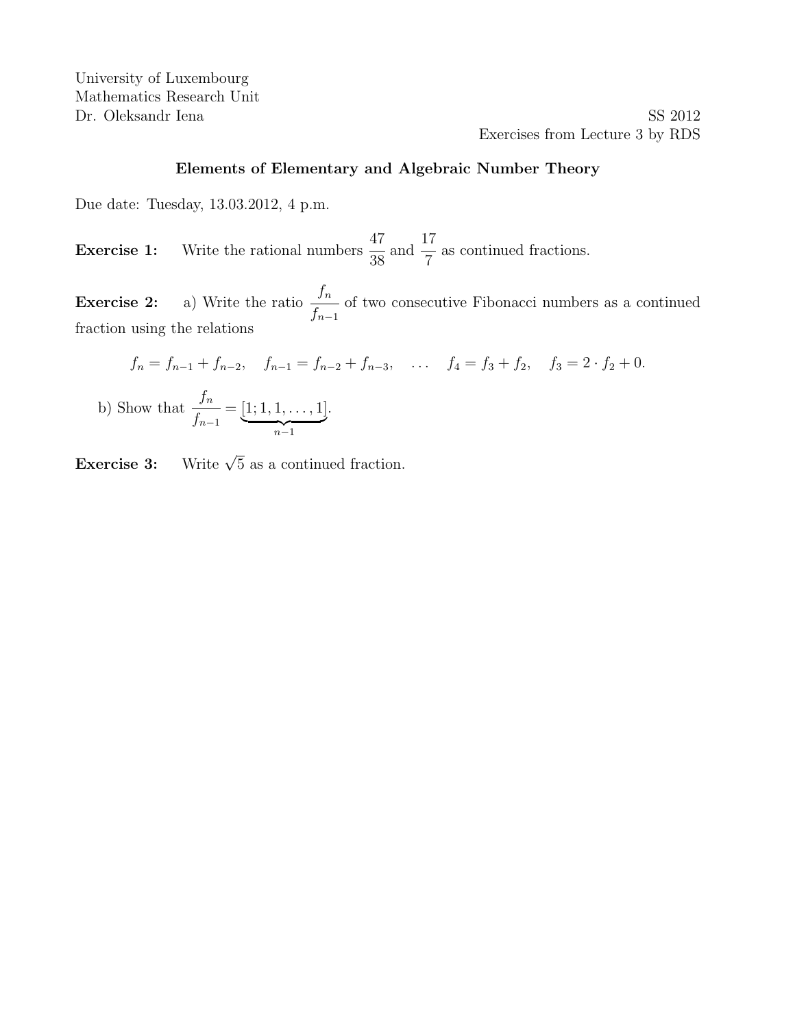University of Luxembourg
Mathematics Research Unit
Dr. Oleksandr Iena

SS 2012
Exercises from Lecture 3 by RDS

## Elements of Elementary and Algebraic Number Theory

Due date: Tuesday, 13.03.2012, 4 p.m.

**Exercise 1:** Write the rational numbers $\frac{47}{38}$ and $\frac{17}{7}$ as continued fractions.

**Exercise 2:** a) Write the ratio $\frac{f_n}{f_{n-1}}$ of two consecutive Fibonacci numbers as a continued fraction using the relations

$$f_n = f_{n-1} + f_{n-2}, \quad f_{n-1} = f_{n-2} + f_{n-3}, \quad \ldots \quad f_4 = f_3 + f_2, \quad f_3 = 2 \cdot f_2 + 0.$$

b) Show that $\frac{f_n}{f_{n-1}} = \underbrace{[1; 1, 1, \ldots, 1]}_{n-1}$.

**Exercise 3:** Write $\sqrt{5}$ as a continued fraction.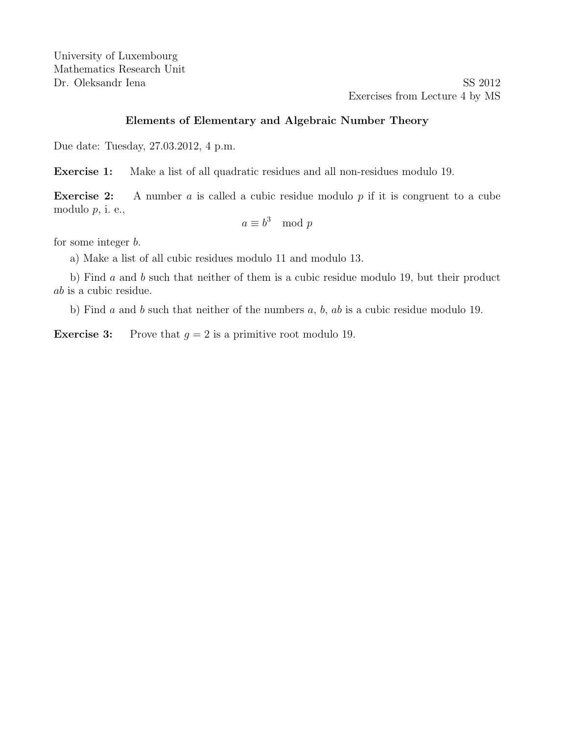University of Luxembourg
Mathematics Research Unit
Dr. Oleksandr Iena

SS 2012
Exercises from Lecture 4 by MS

## Elements of Elementary and Algebraic Number Theory

Due date: Tuesday, 27.03.2012, 4 p.m.

**Exercise 1:** Make a list of all quadratic residues and all non-residues modulo 19.

**Exercise 2:** A number $a$ is called a cubic residue modulo $p$ if it is congruent to a cube modulo $p$, i. e.,

$$a \equiv b^3 \mod p$$

for some integer $b$.

a) Make a list of all cubic residues modulo 11 and modulo 13.

b) Find $a$ and $b$ such that neither of them is a cubic residue modulo 19, but their product $ab$ is a cubic residue.

b) Find $a$ and $b$ such that neither of the numbers $a$, $b$, $ab$ is a cubic residue modulo 19.

**Exercise 3:** Prove that $g = 2$ is a primitive root modulo 19.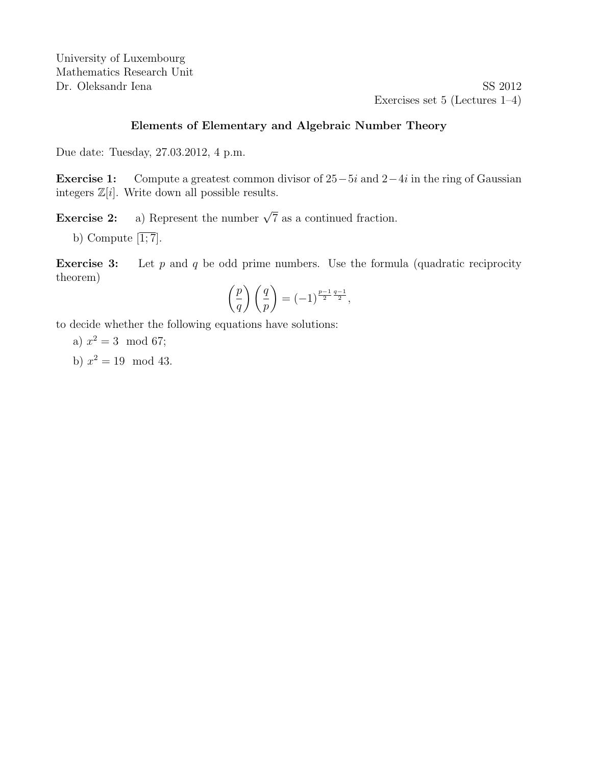University of Luxembourg
Mathematics Research Unit
Dr. Oleksandr Iena

SS 2012
Exercises set 5 (Lectures 1–4)

## Elements of Elementary and Algebraic Number Theory

Due date: Tuesday, 27.03.2012, 4 p.m.

**Exercise 1:** Compute a greatest common divisor of $25-5i$ and $2-4i$ in the ring of Gaussian integers $\mathbb{Z}[i]$. Write down all possible results.

**Exercise 2:** a) Represent the number $\sqrt{7}$ as a continued fraction.

b) Compute $[\overline{1;7}]$.

**Exercise 3:** Let $p$ and $q$ be odd prime numbers. Use the formula (quadratic reciprocity theorem)

$$\left(\frac{p}{q}\right)\left(\frac{q}{p}\right) = (-1)^{\frac{p-1}{2}\frac{q-1}{2}},$$

to decide whether the following equations have solutions:

a) $x^2 = 3 \mod 67$;

b) $x^2 = 19 \mod 43$.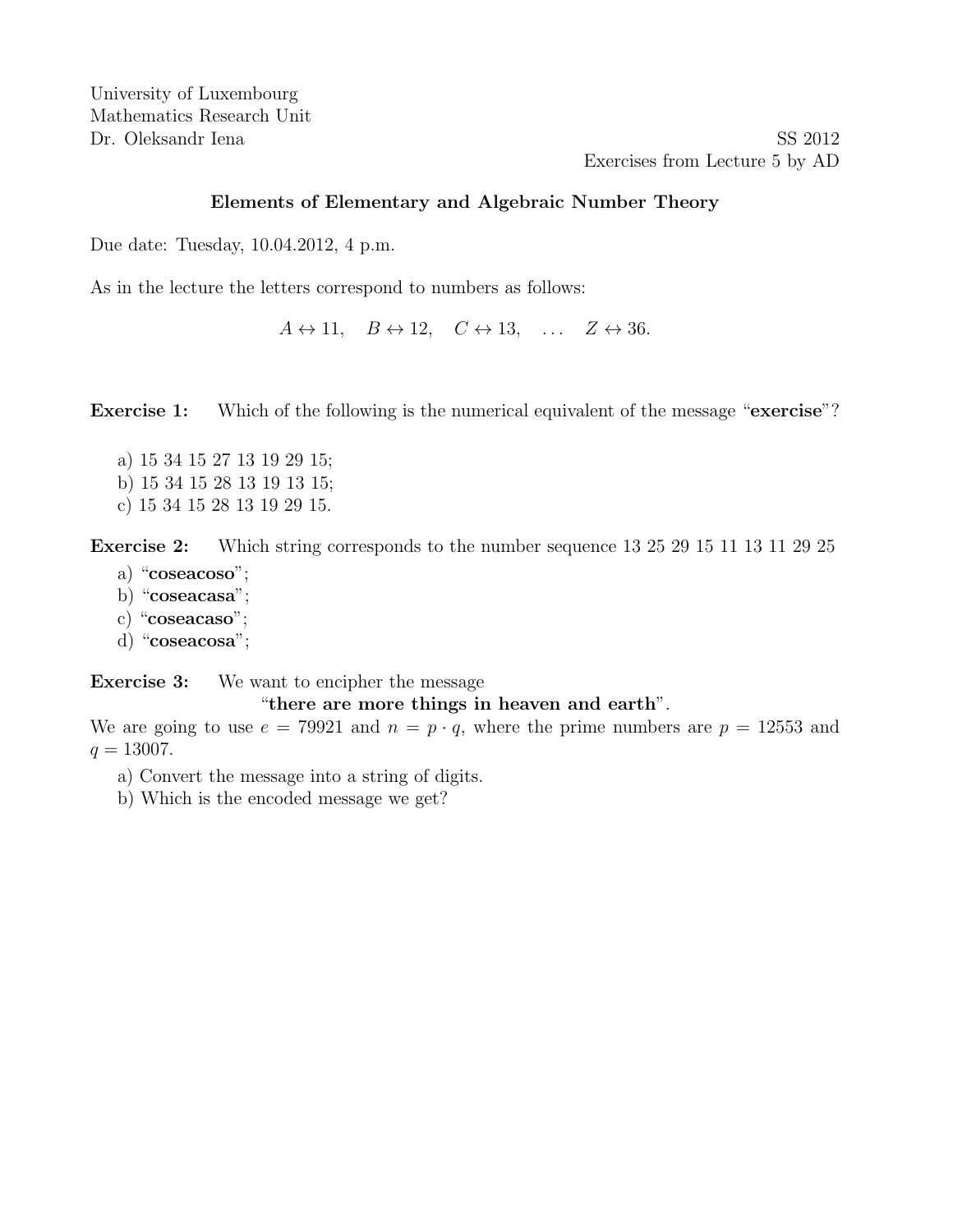University of Luxembourg
Mathematics Research Unit
Dr. Oleksandr Iena

SS 2012
Exercises from Lecture 5 by AD

## Elements of Elementary and Algebraic Number Theory

Due date: Tuesday, 10.04.2012, 4 p.m.

As in the lecture the letters correspond to numbers as follows:

$$A \leftrightarrow 11, \quad B \leftrightarrow 12, \quad C \leftrightarrow 13, \quad \ldots \quad Z \leftrightarrow 36.$$

**Exercise 1:** Which of the following is the numerical equivalent of the message "**exercise**"?

a) 15 34 15 27 13 19 29 15;
b) 15 34 15 28 13 19 13 15;
c) 15 34 15 28 13 19 29 15.

**Exercise 2:** Which string corresponds to the number sequence 13 25 29 15 11 13 11 29 25

a) "**coseacoso**";
b) "**coseacasa**";
c) "**coseacaso**";
d) "**coseacosa**";

**Exercise 3:** We want to encipher the message
"**there are more things in heaven and earth**".
We are going to use $e = 79921$ and $n = p \cdot q$, where the prime numbers are $p = 12553$ and $q = 13007$.

a) Convert the message into a string of digits.
b) Which is the encoded message we get?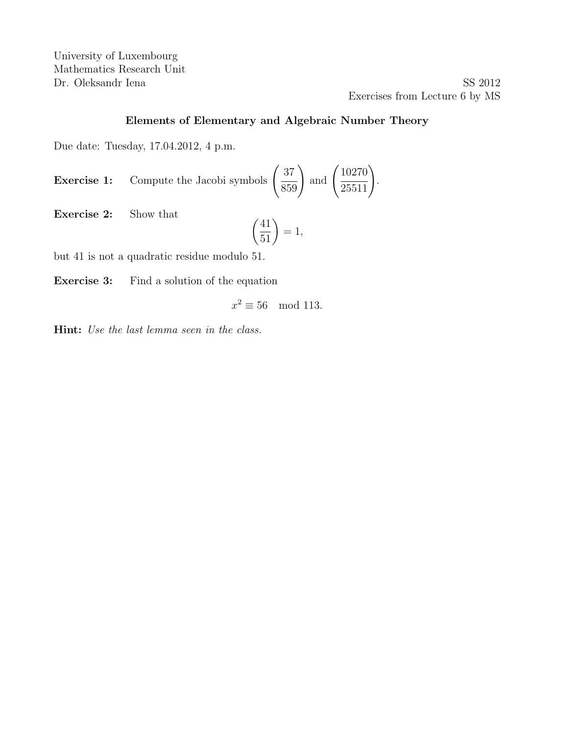University of Luxembourg
Mathematics Research Unit
Dr. Oleksandr Iena

SS 2012
Exercises from Lecture 6 by MS

### Elements of Elementary and Algebraic Number Theory

Due date: Tuesday, 17.04.2012, 4 p.m.

**Exercise 1:** Compute the Jacobi symbols $\left(\dfrac{37}{859}\right)$ and $\left(\dfrac{10270}{25511}\right)$.

**Exercise 2:** Show that

$$\left(\frac{41}{51}\right) = 1,$$

but 41 is not a quadratic residue modulo 51.

**Exercise 3:** Find a solution of the equation

$$x^2 \equiv 56 \mod 113.$$

**Hint:** *Use the last lemma seen in the class.*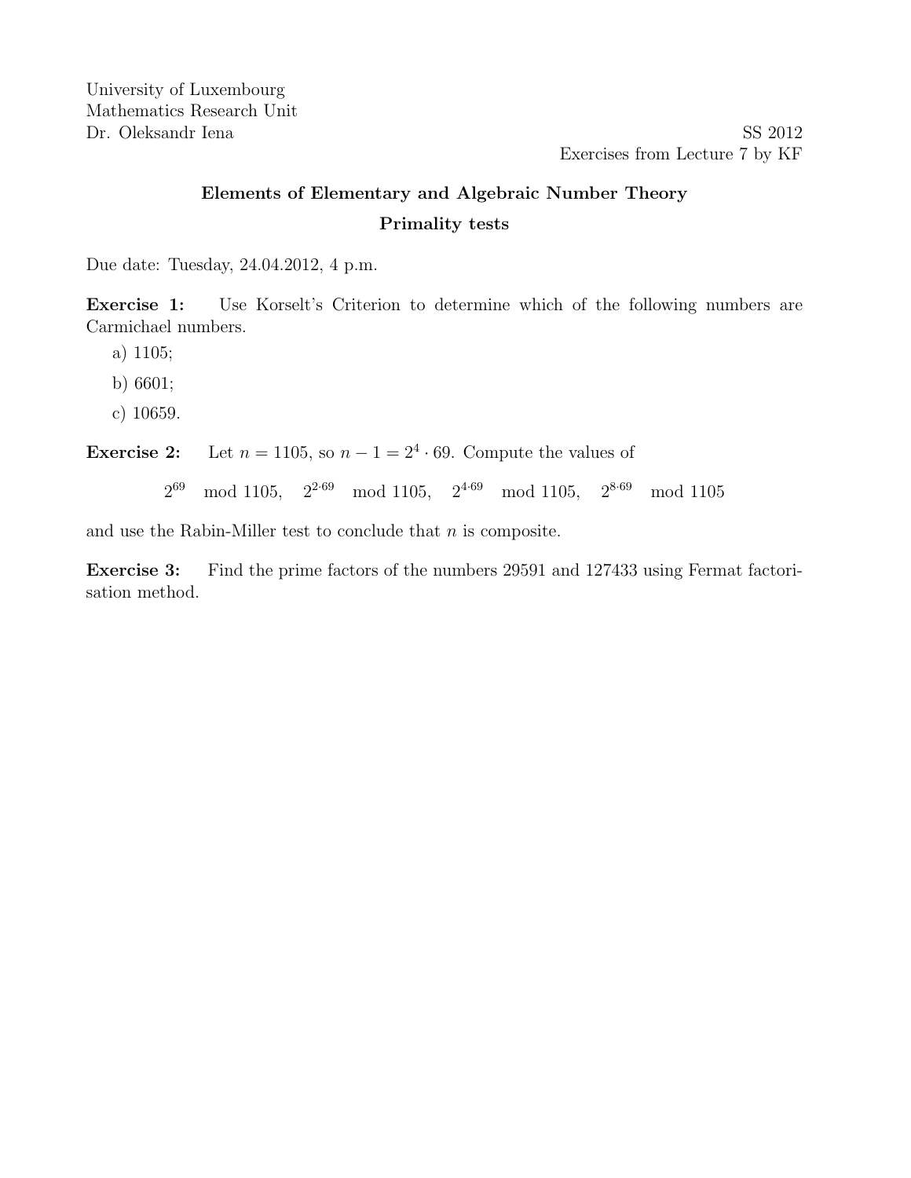University of Luxembourg
Mathematics Research Unit
Dr. Oleksandr Iena

SS 2012
Exercises from Lecture 7 by KF

## Elements of Elementary and Algebraic Number Theory

## Primality tests

Due date: Tuesday, 24.04.2012, 4 p.m.

**Exercise 1:** Use Korselt's Criterion to determine which of the following numbers are Carmichael numbers.

a) 1105;

b) 6601;

c) 10659.

**Exercise 2:** Let $n = 1105$, so $n - 1 = 2^4 \cdot 69$. Compute the values of

$$2^{69} \mod 1105, \quad 2^{2 \cdot 69} \mod 1105, \quad 2^{4 \cdot 69} \mod 1105, \quad 2^{8 \cdot 69} \mod 1105$$

and use the Rabin-Miller test to conclude that $n$ is composite.

**Exercise 3:** Find the prime factors of the numbers 29591 and 127433 using Fermat factorisation method.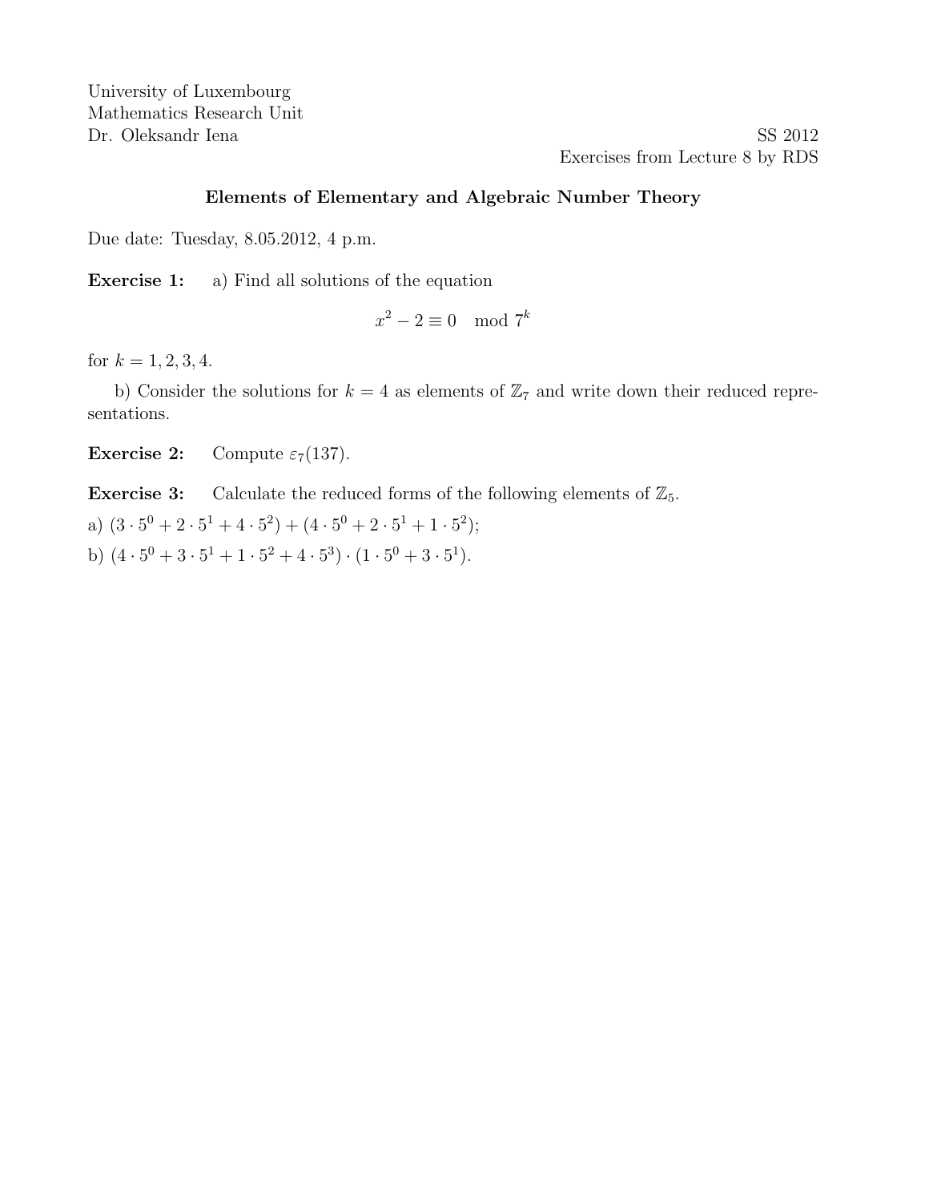University of Luxembourg
Mathematics Research Unit
Dr. Oleksandr Iena

SS 2012
Exercises from Lecture 8 by RDS

## Elements of Elementary and Algebraic Number Theory

Due date: Tuesday, 8.05.2012, 4 p.m.

**Exercise 1:** a) Find all solutions of the equation

$$x^2 - 2 \equiv 0 \mod 7^k$$

for $k = 1, 2, 3, 4$.

b) Consider the solutions for $k = 4$ as elements of $\mathbb{Z}_7$ and write down their reduced representations.

**Exercise 2:** Compute $\varepsilon_7(137)$.

**Exercise 3:** Calculate the reduced forms of the following elements of $\mathbb{Z}_5$.

a) $(3 \cdot 5^0 + 2 \cdot 5^1 + 4 \cdot 5^2) + (4 \cdot 5^0 + 2 \cdot 5^1 + 1 \cdot 5^2)$;

b) $(4 \cdot 5^0 + 3 \cdot 5^1 + 1 \cdot 5^2 + 4 \cdot 5^3) \cdot (1 \cdot 5^0 + 3 \cdot 5^1)$.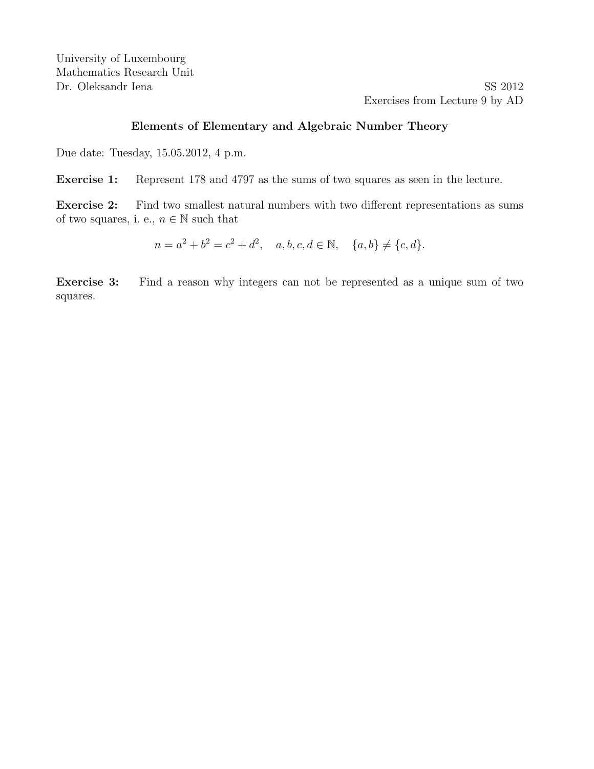University of Luxembourg
Mathematics Research Unit
Dr. Oleksandr Iena

SS 2012
Exercises from Lecture 9 by AD

### Elements of Elementary and Algebraic Number Theory

Due date: Tuesday, 15.05.2012, 4 p.m.

**Exercise 1:** Represent 178 and 4797 as the sums of two squares as seen in the lecture.

**Exercise 2:** Find two smallest natural numbers with two different representations as sums of two squares, i. e., $n \in \mathbb{N}$ such that

$$n = a^2 + b^2 = c^2 + d^2, \quad a, b, c, d \in \mathbb{N}, \quad \{a, b\} \neq \{c, d\}.$$

**Exercise 3:** Find a reason why integers can not be represented as a unique sum of two squares.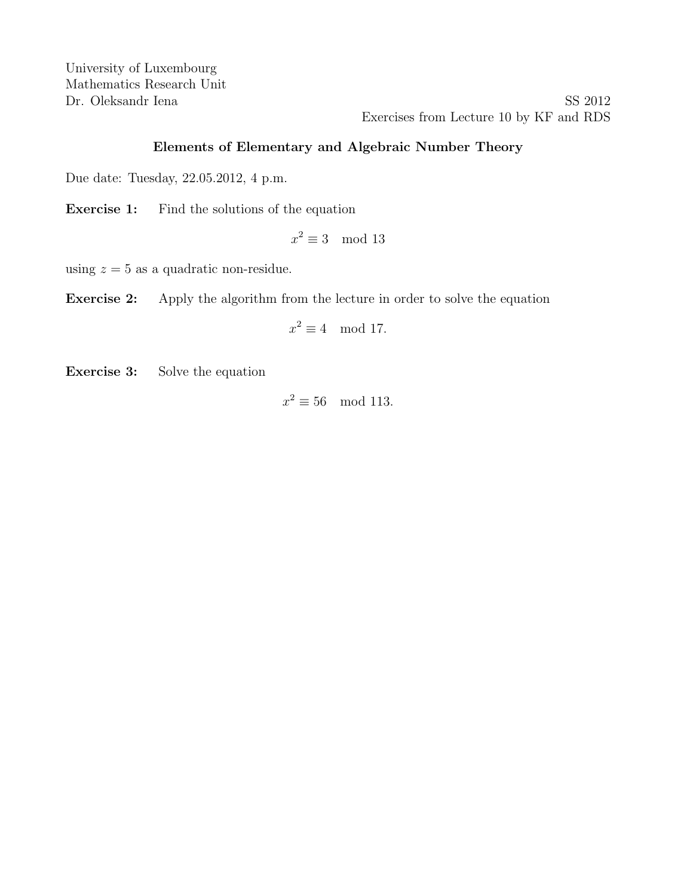University of Luxembourg
Mathematics Research Unit
Dr. Oleksandr Iena

SS 2012
Exercises from Lecture 10 by KF and RDS

## Elements of Elementary and Algebraic Number Theory

Due date: Tuesday, 22.05.2012, 4 p.m.

**Exercise 1:** Find the solutions of the equation

$$x^2 \equiv 3 \mod 13$$

using $z = 5$ as a quadratic non-residue.

**Exercise 2:** Apply the algorithm from the lecture in order to solve the equation

$$x^2 \equiv 4 \mod 17.$$

**Exercise 3:** Solve the equation

$$x^2 \equiv 56 \mod 113.$$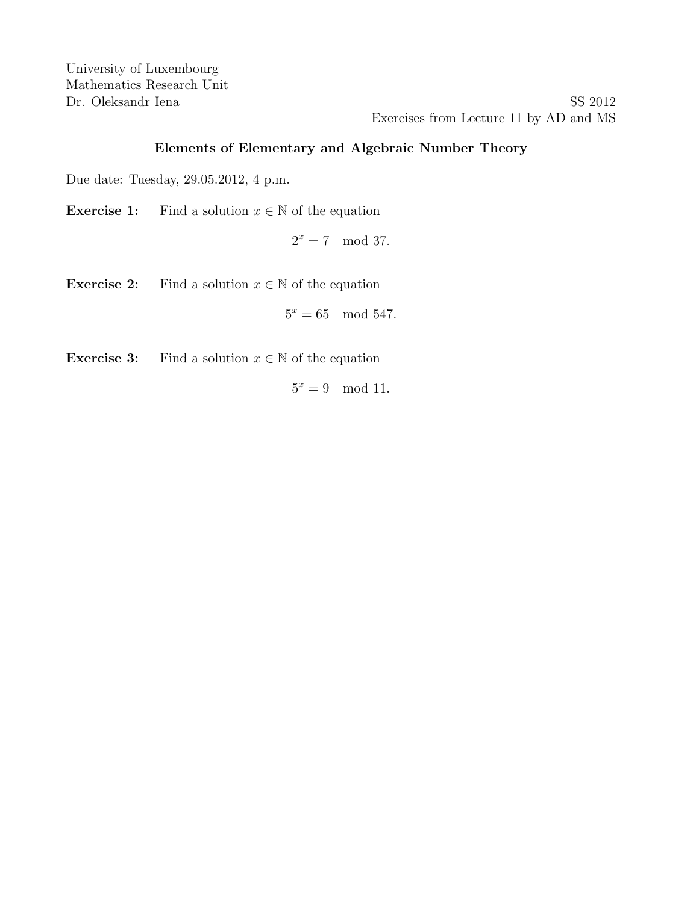University of Luxembourg
Mathematics Research Unit
Dr. Oleksandr Iena

SS 2012
Exercises from Lecture 11 by AD and MS

## Elements of Elementary and Algebraic Number Theory

Due date: Tuesday, 29.05.2012, 4 p.m.

**Exercise 1:** Find a solution $x \in \mathbb{N}$ of the equation

$$2^x = 7 \mod 37.$$

**Exercise 2:** Find a solution $x \in \mathbb{N}$ of the equation

$$5^x = 65 \mod 547.$$

**Exercise 3:** Find a solution $x \in \mathbb{N}$ of the equation

$$5^x = 9 \mod 11.$$